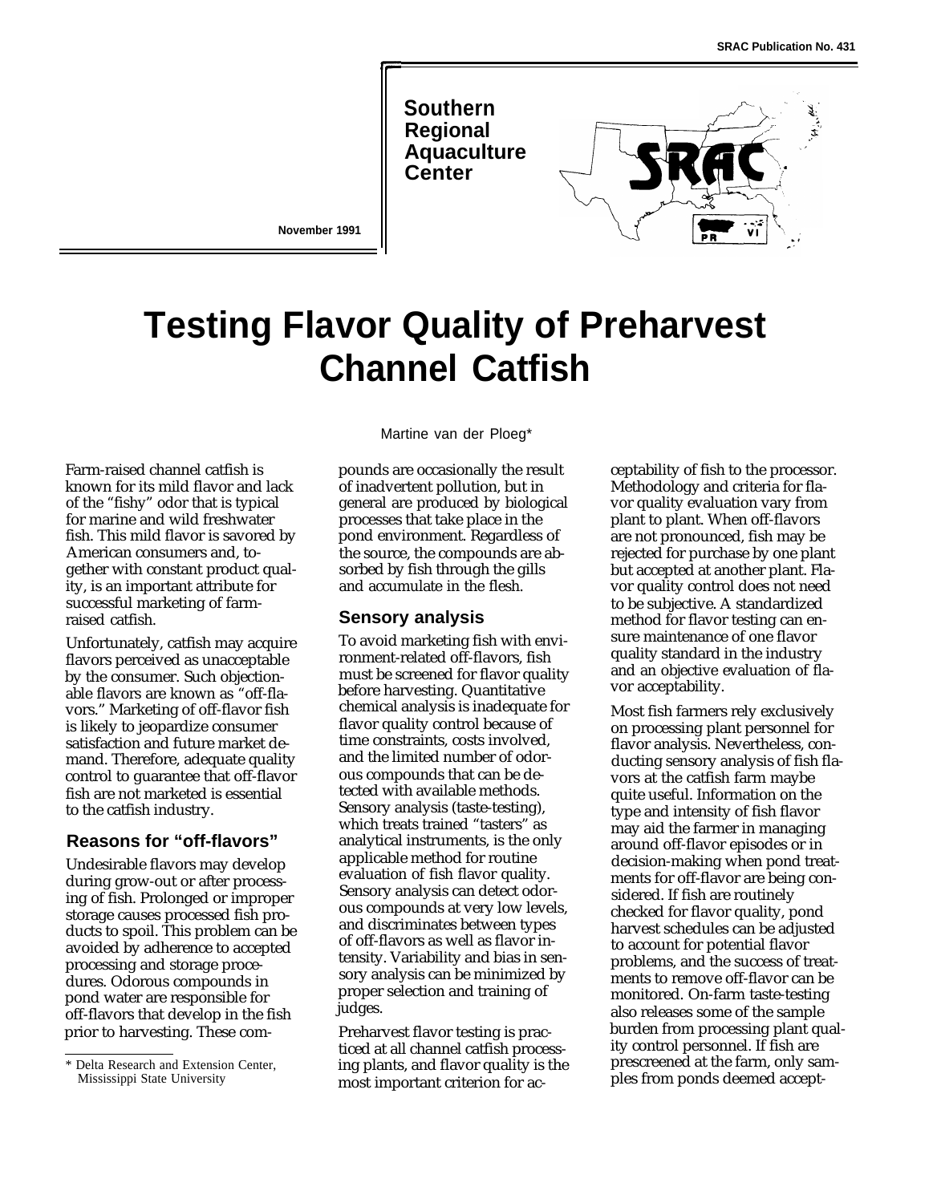SRAC Publication No. 431

Southern Regional Aquaculture Center

November 1991

# Testing Flavor Quality of Preharvest Channel Catfish

Martine van der Ploeg*

Farm-raised channel catfish is known for its mild flavor and lack of the "fishy" odor that is typical for marine and wild freshwater fish. This mild flavor is savored by American consumers and, together with constant product quality, is an important attribute for successful marketing of farm-raised catfish.

Unfortunately, catfish may acquire flavors perceived as unacceptable by the consumer. Such objectionable flavors are known as "off-flavors." Marketing of off-flavor fish is likely to jeopardize consumer satisfaction and future market demand. Therefore, adequate quality control to guarantee that off-flavor fish are not marketed is essential to the catfish industry.

## Reasons for "off-flavors"

Undesirable flavors may develop during grow-out or after processing of fish. Prolonged or improper storage causes processed fish products to spoil. This problem can be avoided by adherence to accepted processing and storage procedures. Odorous compounds in pond water are responsible for off-flavors that develop in the fish prior to harvesting. These compounds are occasionally the result of inadvertent pollution, but in general are produced by biological processes that take place in the pond environment. Regardless of the source, the compounds are absorbed by fish through the gills and accumulate in the flesh.

## Sensory analysis

To avoid marketing fish with environment-related off-flavors, fish must be screened for flavor quality before harvesting. Quantitative chemical analysis is inadequate for flavor quality control because of time constraints, costs involved, and the limited number of odorous compounds that can be detected with available methods. Sensory analysis (taste-testing), which treats trained "tasters" as analytical instruments, is the only applicable method for routine evaluation of fish flavor quality. Sensory analysis can detect odorous compounds at very low levels, and discriminates between types of off-flavors as well as flavor intensity. Variability and bias in sensory analysis can be minimized by proper selection and training of judges.

Preharvest flavor testing is practiced at all channel catfish processing plants, and flavor quality is the most important criterion for acceptability of fish to the processor. Methodology and criteria for flavor quality evaluation vary from plant to plant. When off-flavors are not pronounced, fish may be rejected for purchase by one plant but accepted at another plant. Flavor quality control does not need to be subjective. A standardized method for flavor testing can ensure maintenance of one flavor quality standard in the industry and an objective evaluation of flavor acceptability.

Most fish farmers rely exclusively on processing plant personnel for flavor analysis. Nevertheless, conducting sensory analysis of fish flavors at the catfish farm maybe quite useful. Information on the type and intensity of fish flavor may aid the farmer in managing around off-flavor episodes or in decision-making when pond treatments for off-flavor are being considered. If fish are routinely checked for flavor quality, pond harvest schedules can be adjusted to account for potential flavor problems, and the success of treatments to remove off-flavor can be monitored. On-farm taste-testing also releases some of the sample burden from processing plant quality control personnel. If fish are prescreened at the farm, only samples from ponds deemed accept-

---

* Delta Research and Extension Center, Mississippi State University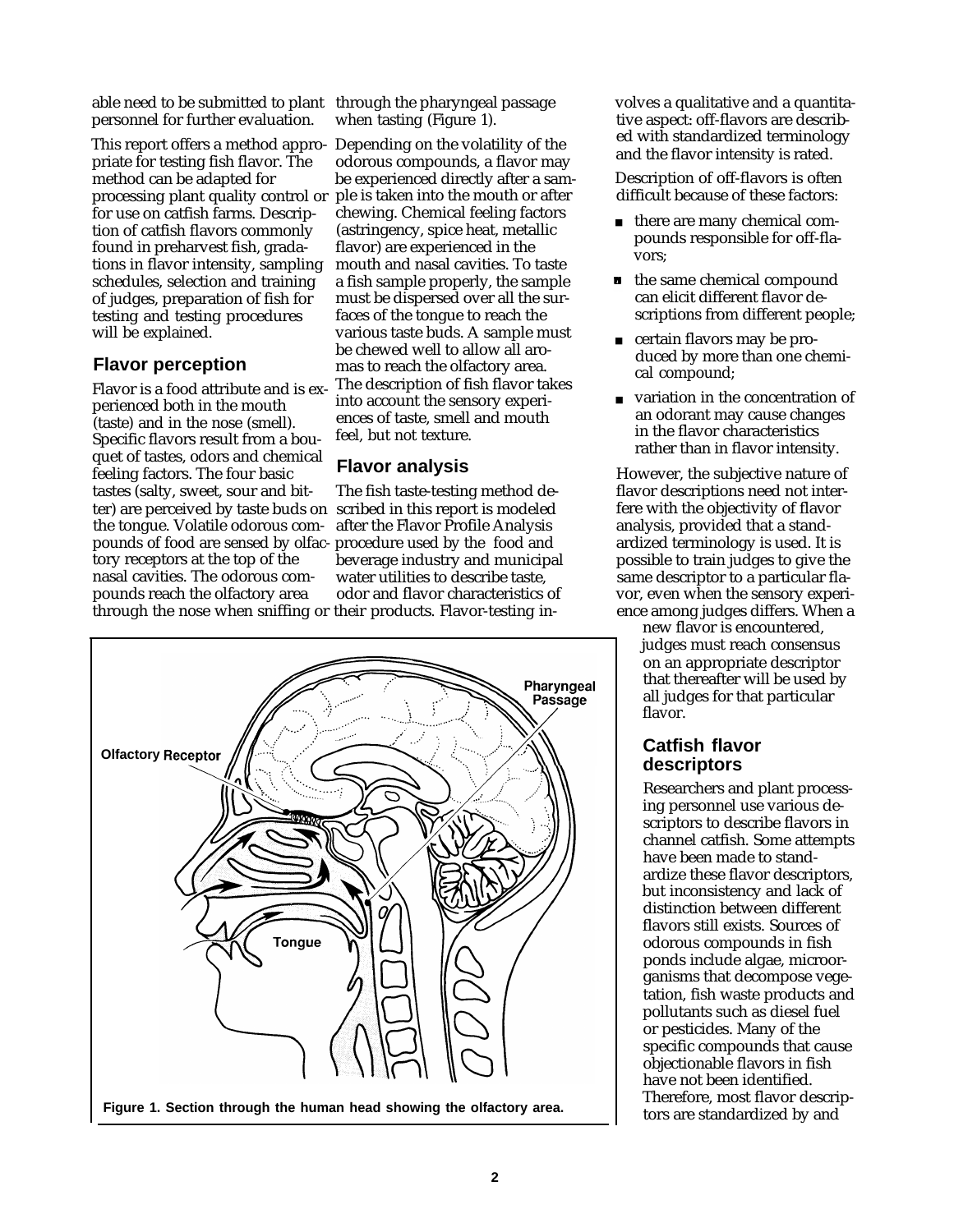able need to be submitted to plant personnel for further evaluation.

This report offers a method appropriate for testing fish flavor. The method can be adapted for processing plant quality control or for use on catfish farms. Description of catfish flavors commonly found in preharvest fish, gradations in flavor intensity, sampling schedules, selection and training of judges, preparation of fish for testing and testing procedures will be explained.

## Flavor perception

Flavor is a food attribute and is experienced both in the mouth (taste) and in the nose (smell). Specific flavors result from a bouquet of tastes, odors and chemical feeling factors. The four basic tastes (salty, sweet, sour and bitter) are perceived by taste buds on the tongue. Volatile odorous compounds of food are sensed by olfactory receptors at the top of the nasal cavities. The odorous compounds reach the olfactory area through the nose when sniffing or through the pharyngeal passage when tasting (Figure 1).

Depending on the volatility of the odorous compounds, a flavor may be experienced directly after a sample is taken into the mouth or after chewing. Chemical feeling factors (astringency, spice heat, metallic flavor) are experienced in the mouth and nasal cavities. To taste a fish sample properly, the sample must be dispersed over all the surfaces of the tongue to reach the various taste buds. A sample must be chewed well to allow all aromas to reach the olfactory area. The description of fish flavor takes into account the sensory experiences of taste, smell and mouth feel, but not texture.

## Flavor analysis

The fish taste-testing method described in this report is modeled after the Flavor Profile Analysis procedure used by the food and beverage industry and municipal water utilities to describe taste, odor and flavor characteristics of their products. Flavor-testing involves a qualitative and a quantitative aspect: off-flavors are described with standardized terminology and the flavor intensity is rated.

Description of off-flavors is often difficult because of these factors:

- there are many chemical compounds responsible for off-flavors;
- the same chemical compound can elicit different flavor descriptions from different people;
- certain flavors may be produced by more than one chemical compound;
- variation in the concentration of an odorant may cause changes in the flavor characteristics rather than in flavor intensity.

However, the subjective nature of flavor descriptions need not interfere with the objectivity of flavor analysis, provided that a standardized terminology is used. It is possible to train judges to give the same descriptor to a particular flavor, even when the sensory experience among judges differs. When a new flavor is encountered, judges must reach consensus on an appropriate descriptor that thereafter will be used by all judges for that particular flavor.

Olfactory Receptor

Pharyngeal Passage

Tongue

**Figure 1. Section through the human head showing the olfactory area.**

## Catfish flavor descriptors

Researchers and plant processing personnel use various descriptors to describe flavors in channel catfish. Some attempts have been made to standardize these flavor descriptors, but inconsistency and lack of distinction between different flavors still exists. Sources of odorous compounds in fish ponds include algae, microorganisms that decompose vegetation, fish waste products and pollutants such as diesel fuel or pesticides. Many of the specific compounds that cause objectionable flavors in fish have not been identified. Therefore, most flavor descriptors are standardized by and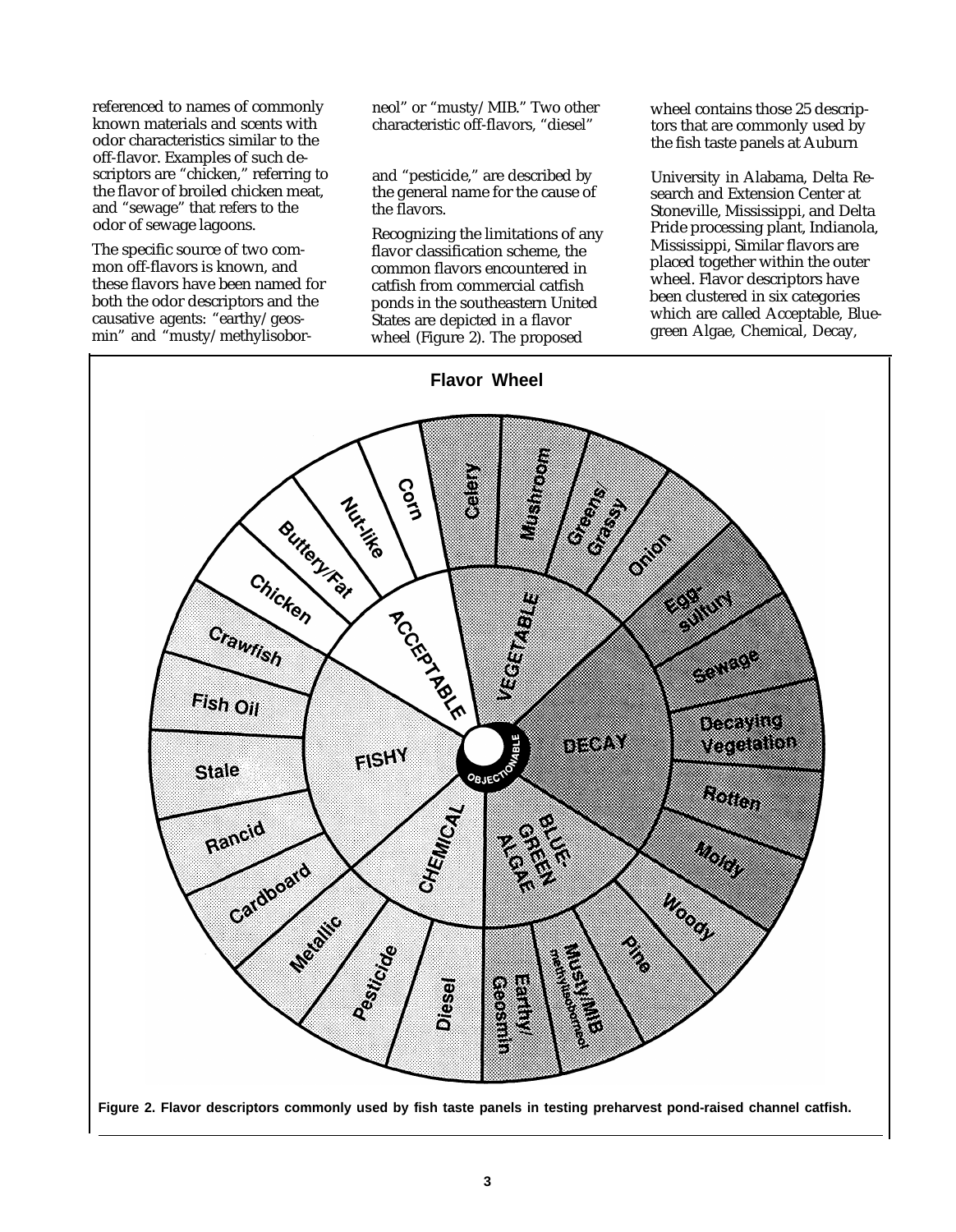referenced to names of commonly known materials and scents with odor characteristics similar to the off-flavor. Examples of such descriptors are "chicken," referring to the flavor of broiled chicken meat, and "sewage" that refers to the odor of sewage lagoons.

The specific source of two common off-flavors is known, and these flavors have been named for both the odor descriptors and the causative agents: "earthy/geosmin" and "musty/methylisoborneol" or "musty/MIB." Two other characteristic off-flavors, "diesel" and "pesticide," are described by the general name for the cause of the flavors.

Recognizing the limitations of any flavor classification scheme, the common flavors encountered in catfish from commercial catfish ponds in the southeastern United States are depicted in a flavor wheel (Figure 2). The proposed wheel contains those 25 descriptors that are commonly used by the fish taste panels at Auburn University in Alabama, Delta Research and Extension Center at Stoneville, Mississippi, and Delta Pride processing plant, Indianola, Mississippi, Similar flavors are placed together within the outer wheel. Flavor descriptors have been clustered in six categories which are called Acceptable, Blue-green Algae, Chemical, Decay,

**Flavor Wheel**

**Figure 2. Flavor descriptors commonly used by fish taste panels in testing preharvest pond-raised channel catfish.**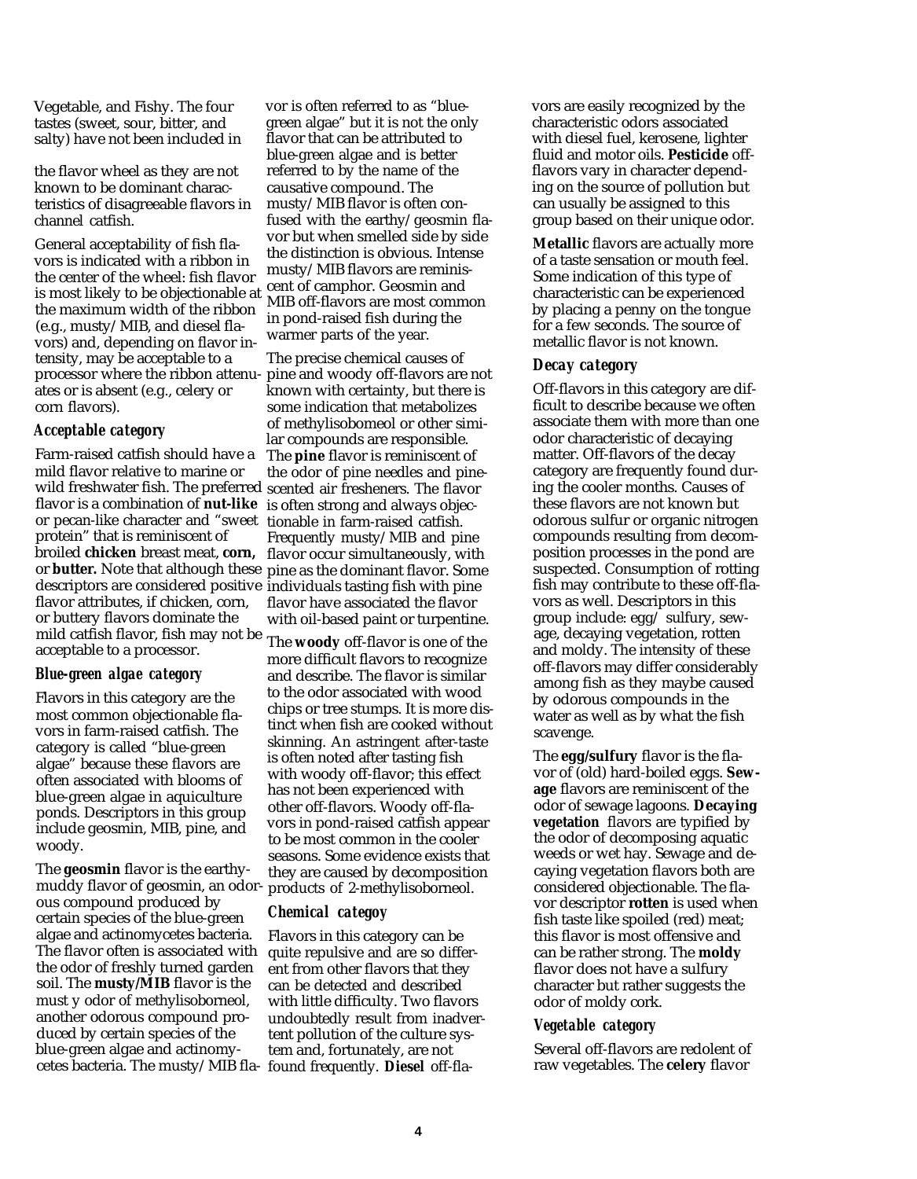Vegetable, and Fishy. The four tastes (sweet, sour, bitter, and salty) have not been included in the flavor wheel as they are not known to be dominant characteristics of disagreeable flavors in channel catfish.

General acceptability of fish flavors is indicated with a ribbon in the center of the wheel: fish flavor is most likely to be objectionable at the maximum width of the ribbon (e.g., musty/MIB, and diesel flavors) and, depending on flavor intensity, may be acceptable to a processor where the ribbon attenuates or is absent (e.g., celery or corn flavors).

### *Acceptable category*

Farm-raised catfish should have a mild flavor relative to marine or wild freshwater fish. The preferred flavor is a combination of **nut-like** or pecan-like character and "sweet protein" that is reminiscent of broiled **chicken** breast meat, **corn,** or **butter.** Note that although these descriptors are considered positive flavor attributes, if chicken, corn, or buttery flavors dominate the mild catfish flavor, fish may not be acceptable to a processor.

### *Blue-green algae category*

Flavors in this category are the most common objectionable flavors in farm-raised catfish. The category is called "blue-green algae" because these flavors are often associated with blooms of blue-green algae in aquiculture ponds. Descriptors in this group include geosmin, MIB, pine, and woody.

The **geosmin** flavor is the earthy-muddy flavor of geosmin, an odorous compound produced by certain species of the blue-green algae and actinomycetes bacteria. The flavor often is associated with the odor of freshly turned garden soil. The **musty/MIB** flavor is the must y odor of methylisoborneol, another odorous compound produced by certain species of the blue-green algae and actinomycetes bacteria. The musty/MIB flavor is often referred to as "blue-green algae" but it is not the only flavor that can be attributed to blue-green algae and is better referred to by the name of the causative compound. The musty/MIB flavor is often confused with the earthy/geosmin flavor but when smelled side by side the distinction is obvious. Intense musty/MIB flavors are reminiscent of camphor. Geosmin and MIB off-flavors are most common in pond-raised fish during the warmer parts of the year.

The precise chemical causes of pine and woody off-flavors are not known with certainty, but there is some indication that metabolizes of methylisobomeol or other similar compounds are responsible. The **pine** flavor is reminiscent of the odor of pine needles and pine-scented air fresheners. The flavor is often strong and always objectionable in farm-raised catfish. Frequently musty/MIB and pine flavor occur simultaneously, with pine as the dominant flavor. Some individuals tasting fish with pine flavor have associated the flavor with oil-based paint or turpentine.

The **woody** off-flavor is one of the more difficult flavors to recognize and describe. The flavor is similar to the odor associated with wood chips or tree stumps. It is more distinct when fish are cooked without skinning. An astringent after-taste is often noted after tasting fish with woody off-flavor; this effect has not been experienced with other off-flavors. Woody off-flavors in pond-raised catfish appear to be most common in the cooler seasons. Some evidence exists that they are caused by decomposition products of 2-methylisoborneol.

### *Chemical categoy*

Flavors in this category can be quite repulsive and are so different from other flavors that they can be detected and described with little difficulty. Two flavors undoubtedly result from inadvertent pollution of the culture system and, fortunately, are not found frequently. **Diesel** off-flavors are easily recognized by the characteristic odors associated with diesel fuel, kerosene, lighter fluid and motor oils. **Pesticide** off-flavors vary in character depending on the source of pollution but can usually be assigned to this group based on their unique odor.

**Metallic** flavors are actually more of a taste sensation or mouth feel. Some indication of this type of characteristic can be experienced by placing a penny on the tongue for a few seconds. The source of metallic flavor is not known.

### *Decay category*

Off-flavors in this category are difficult to describe because we often associate them with more than one odor characteristic of decaying matter. Off-flavors of the decay category are frequently found during the cooler months. Causes of these flavors are not known but odorous sulfur or organic nitrogen compounds resulting from decomposition processes in the pond are suspected. Consumption of rotting fish may contribute to these off-flavors as well. Descriptors in this group include: egg/ sulfury, sewage, decaying vegetation, rotten and moldy. The intensity of these off-flavors may differ considerably among fish as they maybe caused by odorous compounds in the water as well as by what the fish scavenge.

The **egg/sulfury** flavor is the flavor of (old) hard-boiled eggs. **Sewage** flavors are reminiscent of the odor of sewage lagoons. **Decaying vegetation** flavors are typified by the odor of decomposing aquatic weeds or wet hay. Sewage and decaying vegetation flavors both are considered objectionable. The flavor descriptor **rotten** is used when fish taste like spoiled (red) meat; this flavor is most offensive and can be rather strong. The **moldy** flavor does not have a sulfury character but rather suggests the odor of moldy cork.

### *Vegetable category*

Several off-flavors are redolent of raw vegetables. The **celery** flavor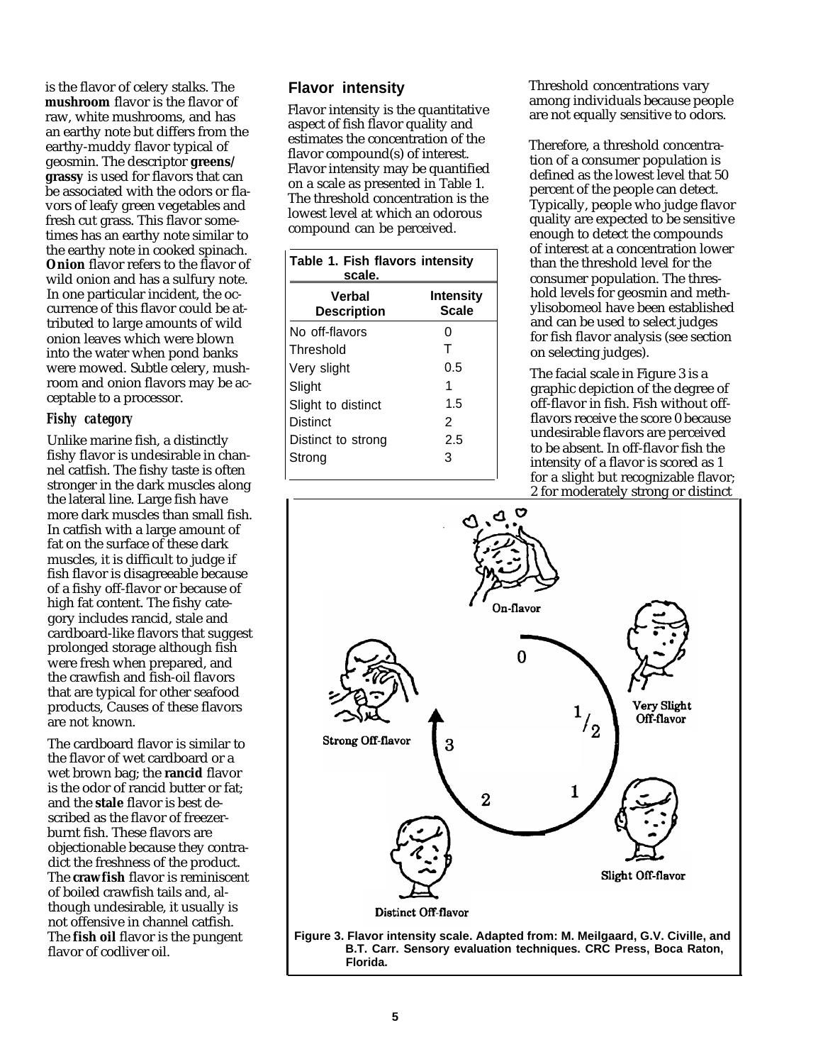is the flavor of celery stalks. The **mushroom** flavor is the flavor of raw, white mushrooms, and has an earthy note but differs from the earthy-muddy flavor typical of geosmin. The descriptor **greens/grassy** is used for flavors that can be associated with the odors or flavors of leafy green vegetables and fresh cut grass. This flavor sometimes has an earthy note similar to the earthy note in cooked spinach. **Onion** flavor refers to the flavor of wild onion and has a sulfury note. In one particular incident, the occurrence of this flavor could be attributed to large amounts of wild onion leaves which were blown into the water when pond banks were mowed. Subtle celery, mushroom and onion flavors may be acceptable to a processor.

### *Fishy category*

Unlike marine fish, a distinctly fishy flavor is undesirable in channel catfish. The fishy taste is often stronger in the dark muscles along the lateral line. Large fish have more dark muscles than small fish. In catfish with a large amount of fat on the surface of these dark muscles, it is difficult to judge if fish flavor is disagreeable because of a fishy off-flavor or because of high fat content. The fishy category includes rancid, stale and cardboard-like flavors that suggest prolonged storage although fish were fresh when prepared, and the crawfish and fish-oil flavors that are typical for other seafood products, Causes of these flavors are not known.

The cardboard flavor is similar to the flavor of wet cardboard or a wet brown bag; the **rancid** flavor is the odor of rancid butter or fat; and the **stale** flavor is best described as the flavor of freezer-burnt fish. These flavors are objectionable because they contradict the freshness of the product. The **crawfish** flavor is reminiscent of boiled crawfish tails and, although undesirable, it usually is not offensive in channel catfish. The **fish oil** flavor is the pungent flavor of codliver oil.

## Flavor intensity

Flavor intensity is the quantitative aspect of fish flavor quality and estimates the concentration of the flavor compound(s) of interest. Flavor intensity may be quantified on a scale as presented in Table 1. The threshold concentration is the lowest level at which an odorous compound can be perceived.

**Table 1. Fish flavors intensity scale.**

| Verbal Description | Intensity Scale |
|---|---|
| No off-flavors | 0 |
| Threshold | T |
| Very slight | 0.5 |
| Slight | 1 |
| Slight to distinct | 1.5 |
| Distinct | 2 |
| Distinct to strong | 2.5 |
| Strong | 3 |

Threshold concentrations vary among individuals because people are not equally sensitive to odors.

Therefore, a threshold concentration of a consumer population is defined as the lowest level that 50 percent of the people can detect. Typically, people who judge flavor quality are expected to be sensitive enough to detect the compounds of interest at a concentration lower than the threshold level for the consumer population. The threshold levels for geosmin and methylisobomeol have been established and can be used to select judges for fish flavor analysis (see section on selecting judges).

The facial scale in Figure 3 is a graphic depiction of the degree of off-flavor in fish. Fish without off-flavors receive the score 0 because undesirable flavors are perceived to be absent. In off-flavor fish the intensity of a flavor is scored as 1 for a slight but recognizable flavor; 2 for moderately strong or distinct

**Figure 3. Flavor intensity scale. Adapted from: M. Meilgaard, G.V. Civille, and B.T. Carr. Sensory evaluation techniques. CRC Press, Boca Raton, Florida.**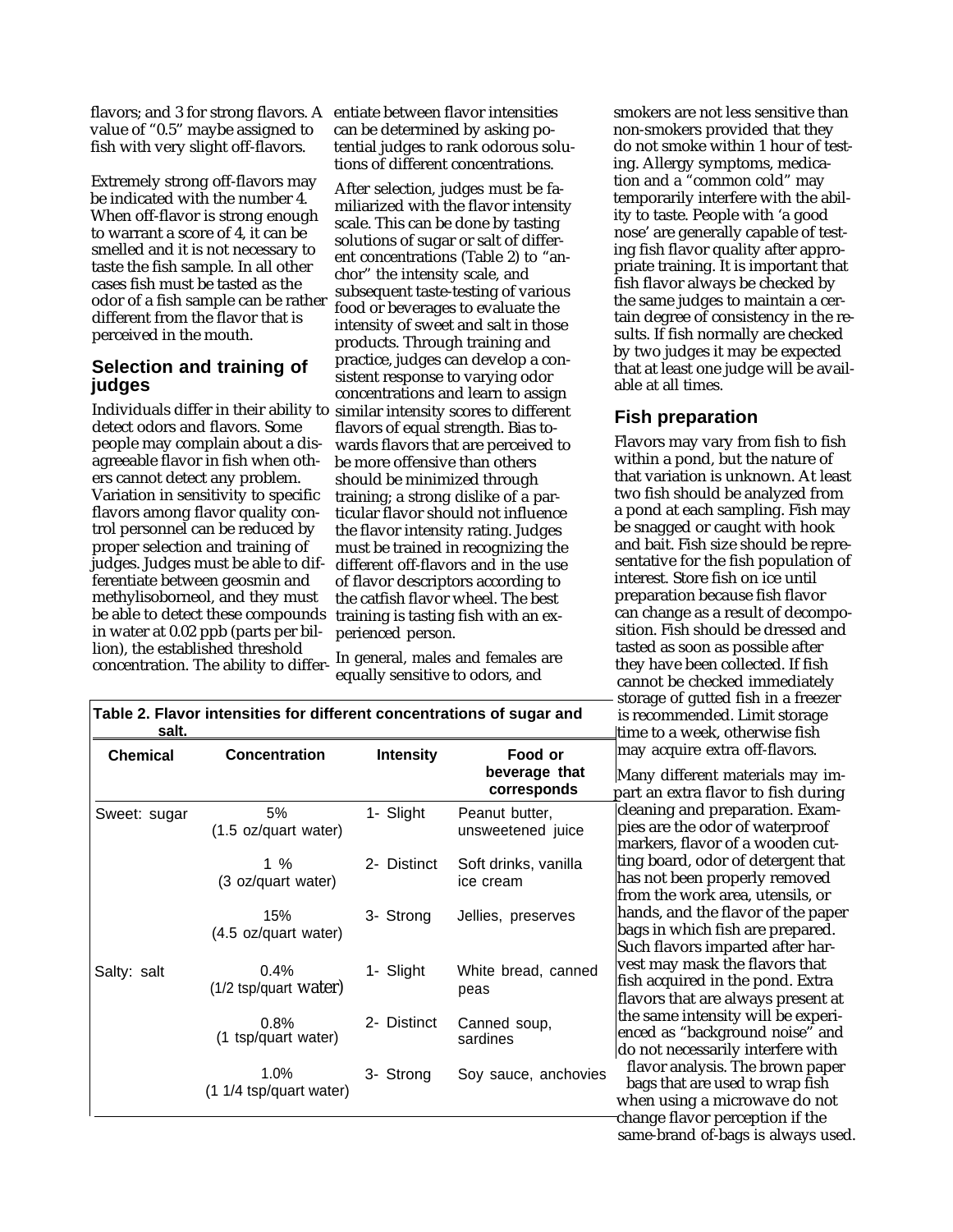flavors; and 3 for strong flavors. A value of "0.5" maybe assigned to fish with very slight off-flavors.

Extremely strong off-flavors may be indicated with the number 4. When off-flavor is strong enough to warrant a score of 4, it can be smelled and it is not necessary to taste the fish sample. In all other cases fish must be tasted as the odor of a fish sample can be rather different from the flavor that is perceived in the mouth.

## Selection and training of judges

Individuals differ in their ability to detect odors and flavors. Some people may complain about a disagreeable flavor in fish when others cannot detect any problem. Variation in sensitivity to specific flavors among flavor quality control personnel can be reduced by proper selection and training of judges. Judges must be able to differentiate between geosmin and methylisoborneol, and they must be able to detect these compounds in water at 0.02 ppb (parts per billion), the established threshold concentration. The ability to differentiate between flavor intensities can be determined by asking potential judges to rank odorous solutions of different concentrations.

After selection, judges must be familiarized with the flavor intensity scale. This can be done by tasting solutions of sugar or salt of different concentrations (Table 2) to "anchor" the intensity scale, and subsequent taste-testing of various food or beverages to evaluate the intensity of sweet and salt in those products. Through training and practice, judges can develop a consistent response to varying odor concentrations and learn to assign similar intensity scores to different flavors of equal strength. Bias towards flavors that are perceived to be more offensive than others should be minimized through training; a strong dislike of a particular flavor should not influence the flavor intensity rating. Judges must be trained in recognizing the different off-flavors and in the use of flavor descriptors according to the catfish flavor wheel. The best training is tasting fish with an experienced person.

In general, males and females are equally sensitive to odors, and smokers are not less sensitive than non-smokers provided that they do not smoke within 1 hour of testing. Allergy symptoms, medication and a "common cold" may temporarily interfere with the ability to taste. People with 'a good nose' are generally capable of testing fish flavor quality after appropriate training. It is important that fish flavor always be checked by the same judges to maintain a certain degree of consistency in the results. If fish normally are checked by two judges it may be expected that at least one judge will be available at all times.

**Table 2. Flavor intensities for different concentrations of sugar and salt.**

| Chemical | Concentration | Intensity | Food or beverage that corresponds |
|---|---|---|---|
| Sweet: sugar | 5% (1.5 oz/quart water) | 1- Slight | Peanut butter, unsweetened juice |
| | 1 % (3 oz/quart water) | 2- Distinct | Soft drinks, vanilla ice cream |
| | 15% (4.5 oz/quart water) | 3- Strong | Jellies, preserves |
| Salty: salt | 0.4% (1/2 tsp/quart water) | 1- Slight | White bread, canned peas |
| | 0.8% (1 tsp/quart water) | 2- Distinct | Canned soup, sardines |
| | 1.0% (1 1/4 tsp/quart water) | 3- Strong | Soy sauce, anchovies |

## Fish preparation

Flavors may vary from fish to fish within a pond, but the nature of that variation is unknown. At least two fish should be analyzed from a pond at each sampling. Fish may be snagged or caught with hook and bait. Fish size should be representative for the fish population of interest. Store fish on ice until preparation because fish flavor can change as a result of decomposition. Fish should be dressed and tasted as soon as possible after they have been collected. If fish cannot be checked immediately storage of gutted fish in a freezer is recommended. Limit storage time to a week, otherwise fish may acquire extra off-flavors.

Many different materials may impart an extra flavor to fish during cleaning and preparation. Examples are the odor of waterproof markers, flavor of a wooden cutting board, odor of detergent that has not been properly removed from the work area, utensils, or hands, and the flavor of the paper bags in which fish are prepared. Such flavors imparted after harvest may mask the flavors that fish acquired in the pond. Extra flavors that are always present at the same intensity will be experienced as "background noise" and do not necessarily interfere with flavor analysis. The brown paper bags that are used to wrap fish when using a microwave do not change flavor perception if the same-brand of-bags is always used.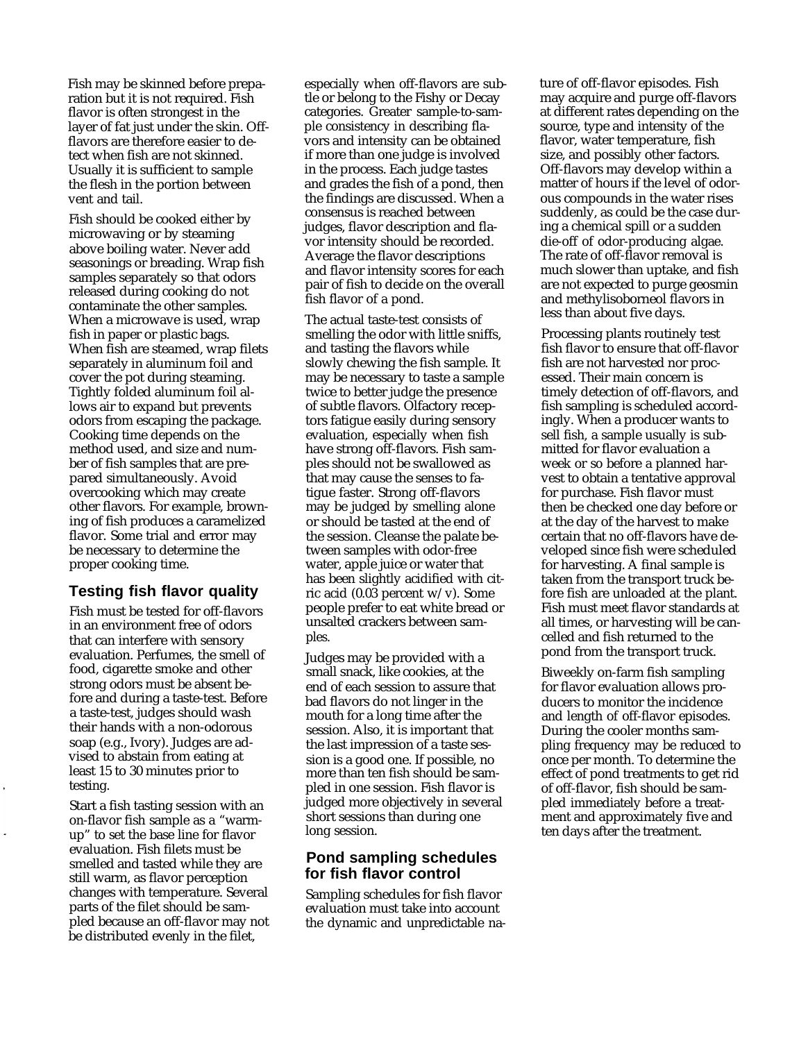Fish may be skinned before preparation but it is not required. Fish flavor is often strongest in the layer of fat just under the skin. Off-flavors are therefore easier to detect when fish are not skinned. Usually it is sufficient to sample the flesh in the portion between vent and tail.

Fish should be cooked either by microwaving or by steaming above boiling water. Never add seasonings or breading. Wrap fish samples separately so that odors released during cooking do not contaminate the other samples. When a microwave is used, wrap fish in paper or plastic bags. When fish are steamed, wrap filets separately in aluminum foil and cover the pot during steaming. Tightly folded aluminum foil allows air to expand but prevents odors from escaping the package. Cooking time depends on the method used, and size and number of fish samples that are prepared simultaneously. Avoid overcooking which may create other flavors. For example, browning of fish produces a caramelized flavor. Some trial and error may be necessary to determine the proper cooking time.

### Testing fish flavor quality

Fish must be tested for off-flavors in an environment free of odors that can interfere with sensory evaluation. Perfumes, the smell of food, cigarette smoke and other strong odors must be absent before and during a taste-test. Before a taste-test, judges should wash their hands with a non-odorous soap (e.g., Ivory). Judges are advised to abstain from eating at least 15 to 30 minutes prior to testing.

Start a fish tasting session with an on-flavor fish sample as a "warm-up" to set the base line for flavor evaluation. Fish filets must be smelled and tasted while they are still warm, as flavor perception changes with temperature. Several parts of the filet should be sampled because an off-flavor may not be distributed evenly in the filet, especially when off-flavors are subtle or belong to the Fishy or Decay categories. Greater sample-to-sample consistency in describing flavors and intensity can be obtained if more than one judge is involved in the process. Each judge tastes and grades the fish of a pond, then the findings are discussed. When a consensus is reached between judges, flavor description and flavor intensity should be recorded. Average the flavor descriptions and flavor intensity scores for each pair of fish to decide on the overall fish flavor of a pond.

The actual taste-test consists of smelling the odor with little sniffs, and tasting the flavors while slowly chewing the fish sample. It may be necessary to taste a sample twice to better judge the presence of subtle flavors. Olfactory receptors fatigue easily during sensory evaluation, especially when fish have strong off-flavors. Fish samples should not be swallowed as that may cause the senses to fatigue faster. Strong off-flavors may be judged by smelling alone or should be tasted at the end of the session. Cleanse the palate between samples with odor-free water, apple juice or water that has been slightly acidified with citric acid (0.03 percent w/v). Some people prefer to eat white bread or unsalted crackers between samples.

Judges may be provided with a small snack, like cookies, at the end of each session to assure that bad flavors do not linger in the mouth for a long time after the session. Also, it is important that the last impression of a taste session is a good one. If possible, no more than ten fish should be sampled in one session. Fish flavor is judged more objectively in several short sessions than during one long session.

### Pond sampling schedules for fish flavor control

Sampling schedules for fish flavor evaluation must take into account the dynamic and unpredictable nature of off-flavor episodes. Fish may acquire and purge off-flavors at different rates depending on the source, type and intensity of the flavor, water temperature, fish size, and possibly other factors. Off-flavors may develop within a matter of hours if the level of odorous compounds in the water rises suddenly, as could be the case during a chemical spill or a sudden die-off of odor-producing algae. The rate of off-flavor removal is much slower than uptake, and fish are not expected to purge geosmin and methylisoborneol flavors in less than about five days.

Processing plants routinely test fish flavor to ensure that off-flavor fish are not harvested nor processed. Their main concern is timely detection of off-flavors, and fish sampling is scheduled accordingly. When a producer wants to sell fish, a sample usually is submitted for flavor evaluation a week or so before a planned harvest to obtain a tentative approval for purchase. Fish flavor must then be checked one day before or at the day of the harvest to make certain that no off-flavors have developed since fish were scheduled for harvesting. A final sample is taken from the transport truck before fish are unloaded at the plant. Fish must meet flavor standards at all times, or harvesting will be cancelled and fish returned to the pond from the transport truck.

Biweekly on-farm fish sampling for flavor evaluation allows producers to monitor the incidence and length of off-flavor episodes. During the cooler months sampling frequency may be reduced to once per month. To determine the effect of pond treatments to get rid of off-flavor, fish should be sampled immediately before a treatment and approximately five and ten days after the treatment.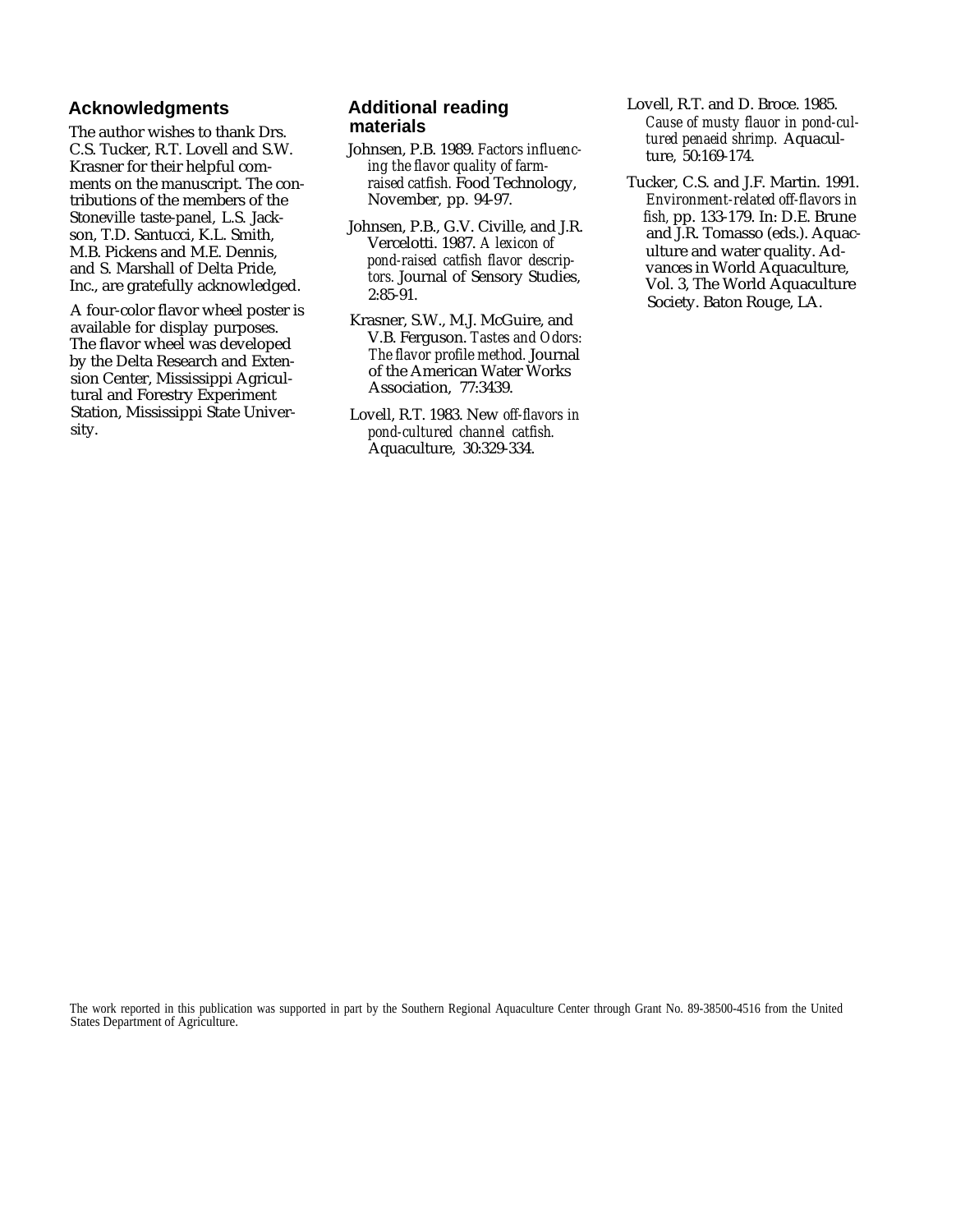## Acknowledgments

The author wishes to thank Drs. C.S. Tucker, R.T. Lovell and S.W. Krasner for their helpful comments on the manuscript. The contributions of the members of the Stoneville taste-panel, L.S. Jackson, T.D. Santucci, K.L. Smith, M.B. Pickens and M.E. Dennis, and S. Marshall of Delta Pride, Inc., are gratefully acknowledged.

A four-color flavor wheel poster is available for display purposes. The flavor wheel was developed by the Delta Research and Extension Center, Mississippi Agricultural and Forestry Experiment Station, Mississippi State University.

## Additional reading materials

Johnsen, P.B. 1989. *Factors influencing the flavor quality of farm-raised catfish.* Food Technology, November, pp. 94-97.

Johnsen, P.B., G.V. Civille, and J.R. Vercelotti. 1987. *A lexicon of pond-raised catfish flavor descriptors.* Journal of Sensory Studies, 2:85-91.

Krasner, S.W., M.J. McGuire, and V.B. Ferguson. *Tastes and Odors: The flavor profile method.* Journal of the American Water Works Association, 77:3439.

Lovell, R.T. 1983. New *off-flavors in pond-cultured channel catfish.* Aquaculture, 30:329-334.

Lovell, R.T. and D. Broce. 1985. *Cause of musty flauor in pond-cultured penaeid shrimp.* Aquaculture, 50:169-174.

Tucker, C.S. and J.F. Martin. 1991. *Environment-related off-flavors in fish,* pp. 133-179. In: D.E. Brune and J.R. Tomasso (eds.). Aquaculture and water quality. Advances in World Aquaculture, Vol. 3, The World Aquaculture Society. Baton Rouge, LA.

The work reported in this publication was supported in part by the Southern Regional Aquaculture Center through Grant No. 89-38500-4516 from the United States Department of Agriculture.